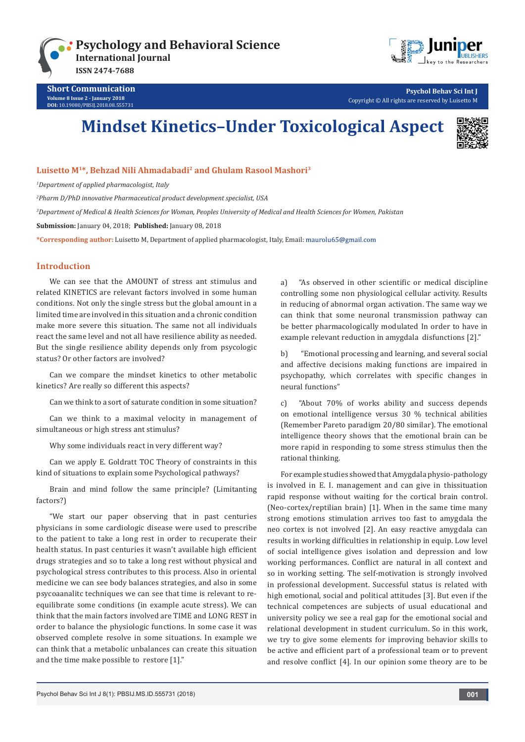Short Communication

Volume 8 Issue 2 - January 2018
DOI: 10.19080/PBSIJ.2018.08.555731

Psychol Behav Sci Int J
Copyright © All rights are reserved by Luisetto M

# Mindset Kinetics–Under Toxicological Aspect

**Luisetto M[1]*, Behzad Nili Ahmadabadi[2] and Ghulam Rasool Mashori[3]**

*[1]Department of applied pharmacologist, Italy*

*[2]Pharm D/PhD innovative Pharmaceutical product development specialist, USA*

*[3]Department of Medical & Health Sciences for Woman, Peoples University of Medical and Health Sciences for Women, Pakistan*

**Submission:** January 04, 2018; **Published:** January 08, 2018

***Corresponding author:** Luisetto M, Department of applied pharmacologist, Italy, Email: maurolu65@gmail.com

## Introduction

We can see that the AMOUNT of stress ant stimulus and related KINETICS are relevant factors involved in some human conditions. Not only the single stress but the global amount in a limited time are involved in this situation and a chronic condition make more severe this situation. The same not all individuals react the same level and not all have resilience ability as needed. But the single resilience ability depends only from psycologic status? Or other factors are involved?

Can we compare the mindset kinetics to other metabolic kinetics? Are really so different this aspects?

Can we think to a sort of saturate condition in some situation?

Can we think to a maximal velocity in management of simultaneous or high stress ant stimulus?

Why some individuals react in very different way?

Can we apply E. Goldratt TOC Theory of constraints in this kind of situations to explain some Psychological pathways?

Brain and mind follow the same principle? (Limitanting factors?)

"We start our paper observing that in past centuries physicians in some cardiologic disease were used to prescribe to the patient to take a long rest in order to recuperate their health status. In past centuries it wasn't available high efficient drugs strategies and so to take a long rest without physical and psychological stress contributes to this process. Also in oriental medicine we can see body balances strategies, and also in some psycoaanalitc techniques we can see that time is relevant to re-equilibrate some conditions (in example acute stress). We can think that the main factors involved are TIME and LONG REST in order to balance the physiologic functions. In some case it was observed complete resolve in some situations. In example we can think that a metabolic unbalances can create this situation and the time make possible to restore [1]."

a) "As observed in other scientific or medical discipline controlling some non physiological cellular activity. Results in reducing of abnormal organ activation. The same way we can think that some neuronal transmission pathway can be better pharmacologically modulated In order to have in example relevant reduction in amygdala disfunctions [2]."

b) "Emotional processing and learning, and several social and affective decisions making functions are impaired in psychopathy, which correlates with specific changes in neural functions"

c) "About 70% of works ability and success depends on emotional intelligence versus 30 % technical abilities (Remember Pareto paradigm 20/80 similar). The emotional intelligence theory shows that the emotional brain can be more rapid in responding to some stress stimulus then the rational thinking.

For example studies showed that Amygdala physio-pathology is involved in E. I. management and can give in thissituation rapid response without waiting for the cortical brain control. (Neo-cortex/reptilian brain) [1]. When in the same time many strong emotions stimulation arrives too fast to amygdala the neo cortex is not involved [2]. An easy reactive amygdala can results in working difficulties in relationship in equip. Low level of social intelligence gives isolation and depression and low working performances. Conflict are natural in all context and so in working setting. The self-motivation is strongly involved in professional development. Successful status is related with high emotional, social and political attitudes [3]. But even if the technical competences are subjects of usual educational and university policy we see a real gap for the emotional social and relational development in student curriculum. So in this work, we try to give some elements for improving behavior skills to be active and efficient part of a professional team or to prevent and resolve conflict [4]. In our opinion some theory are to be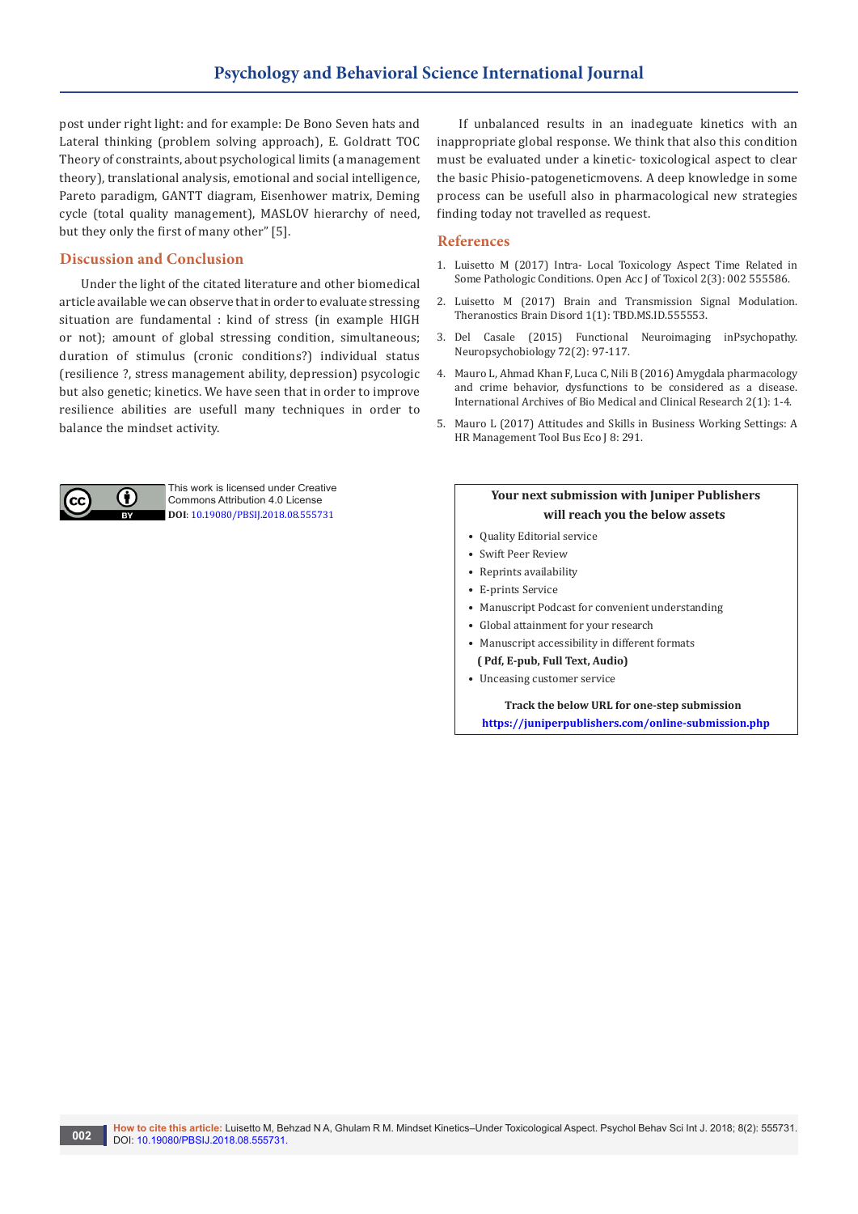post under right light: and for example: De Bono Seven hats and Lateral thinking (problem solving approach), E. Goldratt TOC Theory of constraints, about psychological limits (a management theory), translational analysis, emotional and social intelligence, Pareto paradigm, GANTT diagram, Eisenhower matrix, Deming cycle (total quality management), MASLOV hierarchy of need, but they only the first of many other" [5].

## Discussion and Conclusion

Under the light of the citated literature and other biomedical article available we can observe that in order to evaluate stressing situation are fundamental : kind of stress (in example HIGH or not); amount of global stressing condition, simultaneous; duration of stimulus (cronic conditions?) individual status (resilience ?, stress management ability, depression) psycologic but also genetic; kinetics. We have seen that in order to improve resilience abilities are usefull many techniques in order to balance the mindset activity.

If unbalanced results in an inadeguate kinetics with an inappropriate global response. We think that also this condition must be evaluated under a kinetic- toxicological aspect to clear the basic Phisio-patogeneticmovens. A deep knowledge in some process can be usefull also in pharmacological new strategies finding today not travelled as request.

## References

1. Luisetto M (2017) Intra- Local Toxicology Aspect Time Related in Some Pathologic Conditions. Open Acc J of Toxicol 2(3): 002 555586.
2. Luisetto M (2017) Brain and Transmission Signal Modulation. Theranostics Brain Disord 1(1): TBD.MS.ID.555553.
3. Del Casale (2015) Functional Neuroimaging inPsychopathy. Neuropsychobiology 72(2): 97-117.
4. Mauro L, Ahmad Khan F, Luca C, Nili B (2016) Amygdala pharmacology and crime behavior, dysfunctions to be considered as a disease. International Archives of Bio Medical and Clinical Research 2(1): 1-4.
5. Mauro L (2017) Attitudes and Skills in Business Working Settings: A HR Management Tool Bus Eco J 8: 291.

This work is licensed under Creative Commons Attribution 4.0 License
**DOI**: 10.19080/PBSIJ.2018.08.555731

**Your next submission with Juniper Publishers will reach you the below assets**

- Quality Editorial service
- Swift Peer Review
- Reprints availability
- E-prints Service
- Manuscript Podcast for convenient understanding
- Global attainment for your research
- Manuscript accessibility in different formats
  **( Pdf, E-pub, Full Text, Audio)**
- Unceasing customer service

**Track the below URL for one-step submission**
**https://juniperpublishers.com/online-submission.php**

**How to cite this article:** Luisetto M, Behzad N A, Ghulam R M. Mindset Kinetics–Under Toxicological Aspect. Psychol Behav Sci Int J. 2018; 8(2): 555731. DOI: 10.19080/PBSIJ.2018.08.555731.